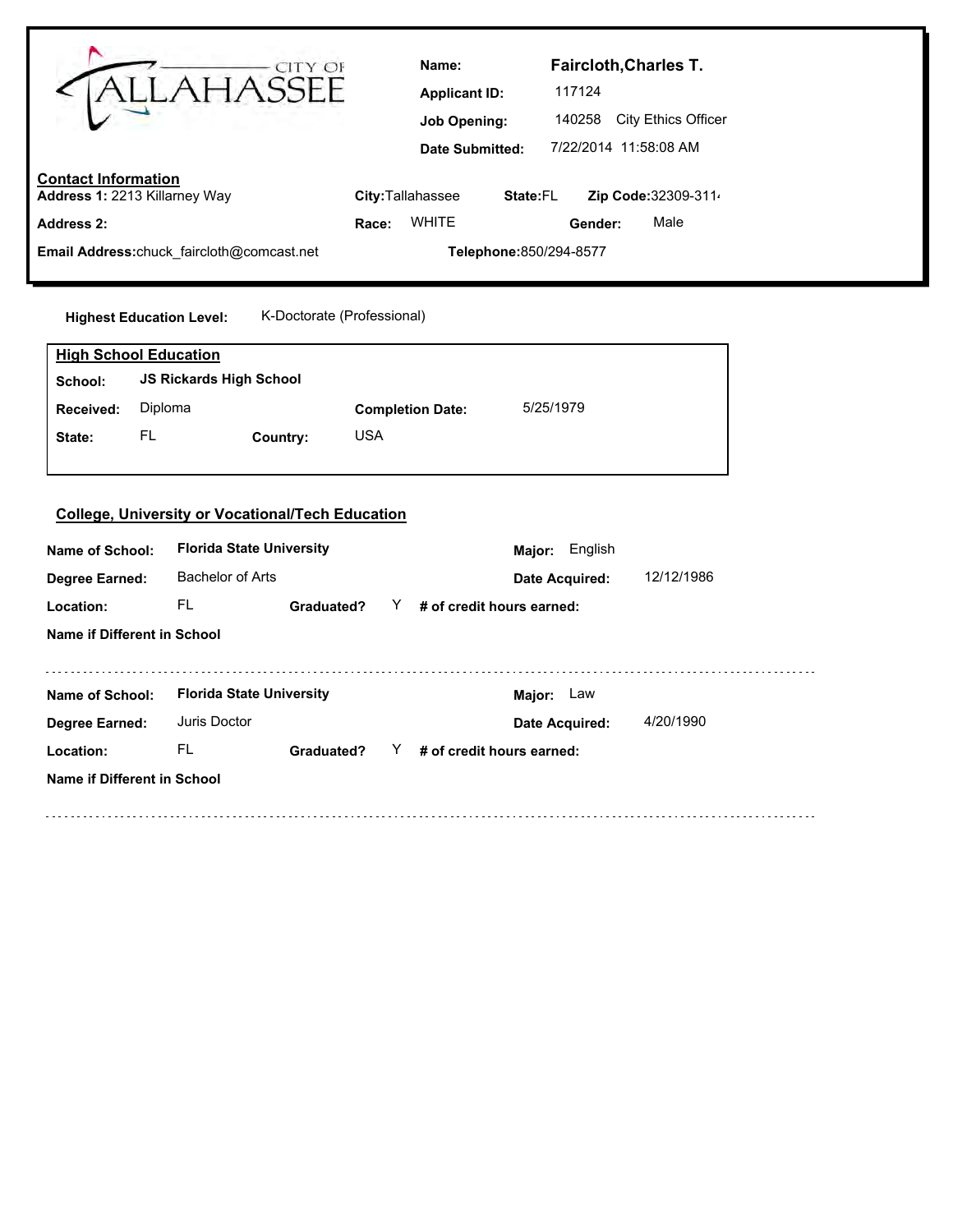CITY OF TALLAHASSEE

**Name:** Faircloth,Charles T.
**Applicant ID:** 117124
**Job Opening:** 140258 City Ethics Officer
**Date Submitted:** 7/22/2014 11:58:08 AM

## Contact Information

**Address 1:** 2213 Killarney Way
**City:** Tallahassee **State:** FL **Zip Code:** 32309-311

**Address 2:**
**Race:** WHITE **Gender:** Male

**Email Address:** chuck_faircloth@comcast.net
**Telephone:** 850/294-8577

**Highest Education Level:** K-Doctorate (Professional)

## High School Education

**School:** JS Rickards High School
**Received:** Diploma **Completion Date:** 5/25/1979
**State:** FL **Country:** USA

## College, University or Vocational/Tech Education

**Name of School:** Florida State University **Major:** English
**Degree Earned:** Bachelor of Arts **Date Acquired:** 12/12/1986
**Location:** FL **Graduated?** Y **# of credit hours earned:**
**Name if Different in School**

---

**Name of School:** Florida State University **Major:** Law
**Degree Earned:** Juris Doctor **Date Acquired:** 4/20/1990
**Location:** FL **Graduated?** Y **# of credit hours earned:**
**Name if Different in School**

---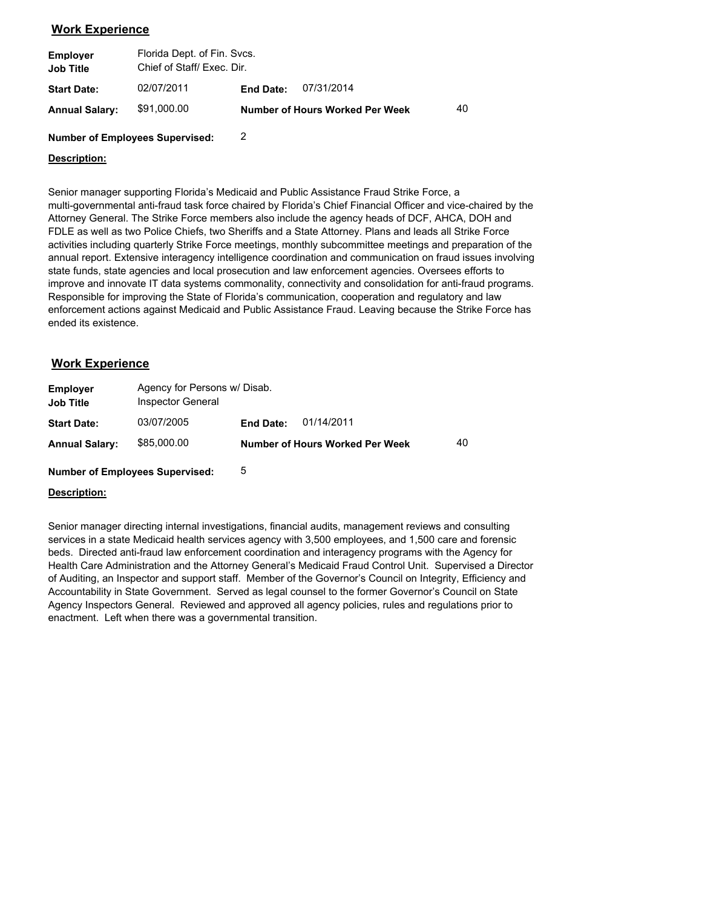## Work Experience

**Employer** Florida Dept. of Fin. Svcs.
**Job Title** Chief of Staff/ Exec. Dir.

**Start Date:** 02/07/2011 **End Date:** 07/31/2014

**Annual Salary:** $91,000.00 **Number of Hours Worked Per Week** 40

**Number of Employees Supervised:** 2

**Description:**

Senior manager supporting Florida's Medicaid and Public Assistance Fraud Strike Force, a multi-governmental anti-fraud task force chaired by Florida's Chief Financial Officer and vice-chaired by the Attorney General. The Strike Force members also include the agency heads of DCF, AHCA, DOH and FDLE as well as two Police Chiefs, two Sheriffs and a State Attorney. Plans and leads all Strike Force activities including quarterly Strike Force meetings, monthly subcommittee meetings and preparation of the annual report. Extensive interagency intelligence coordination and communication on fraud issues involving state funds, state agencies and local prosecution and law enforcement agencies. Oversees efforts to improve and innovate IT data systems commonality, connectivity and consolidation for anti-fraud programs. Responsible for improving the State of Florida's communication, cooperation and regulatory and law enforcement actions against Medicaid and Public Assistance Fraud. Leaving because the Strike Force has ended its existence.

## Work Experience

**Employer** Agency for Persons w/ Disab.
**Job Title** Inspector General

**Start Date:** 03/07/2005 **End Date:** 01/14/2011

**Annual Salary:** $85,000.00 **Number of Hours Worked Per Week** 40

**Number of Employees Supervised:** 5

**Description:**

Senior manager directing internal investigations, financial audits, management reviews and consulting services in a state Medicaid health services agency with 3,500 employees, and 1,500 care and forensic beds. Directed anti-fraud law enforcement coordination and interagency programs with the Agency for Health Care Administration and the Attorney General's Medicaid Fraud Control Unit. Supervised a Director of Auditing, an Inspector and support staff. Member of the Governor's Council on Integrity, Efficiency and Accountability in State Government. Served as legal counsel to the former Governor's Council on State Agency Inspectors General. Reviewed and approved all agency policies, rules and regulations prior to enactment. Left when there was a governmental transition.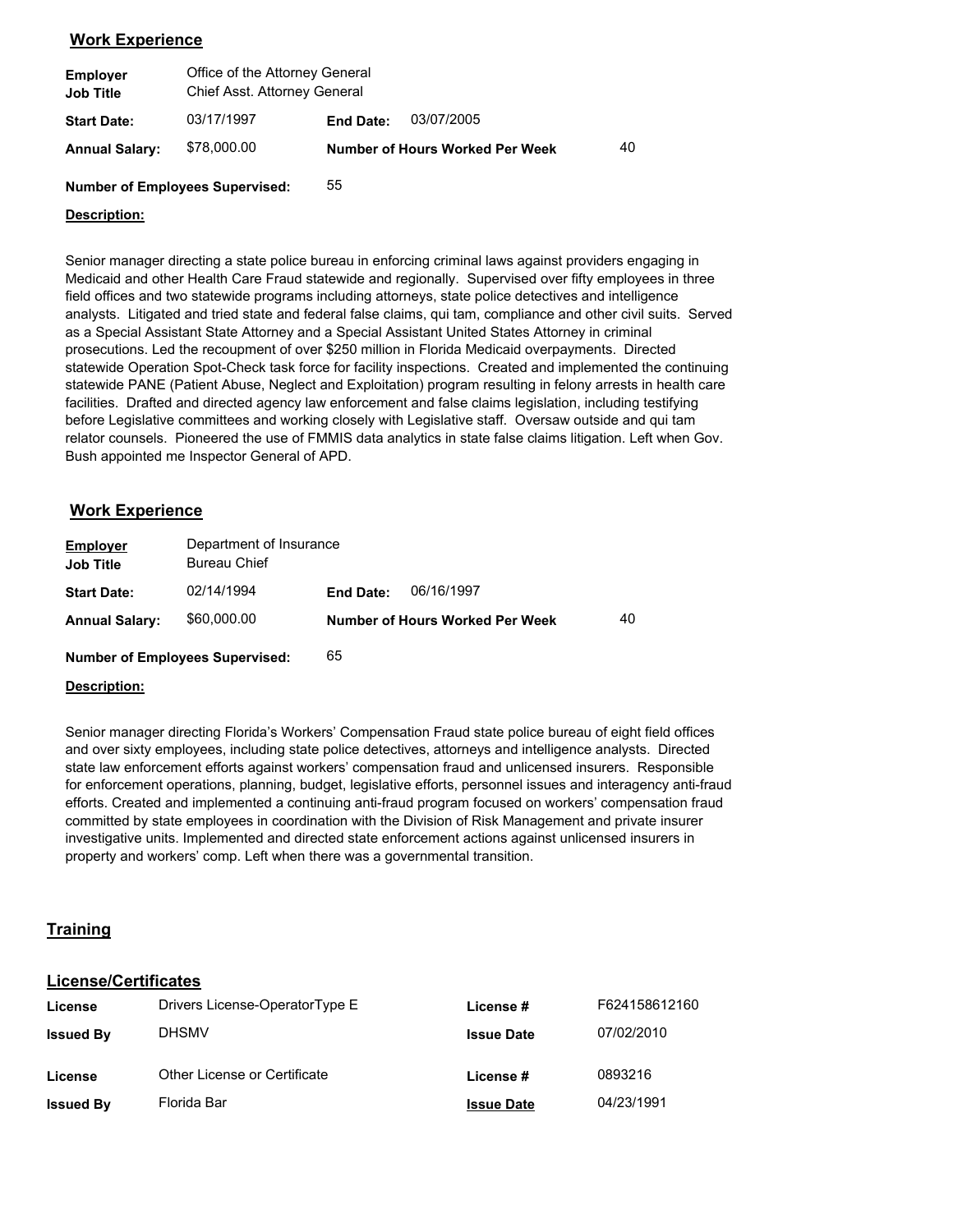## Work Experience

| | | | |
|---|---|---|---|
| **Employer** | Office of the Attorney General | | |
| **Job Title** | Chief Asst. Attorney General | | |
| **Start Date:** | 03/17/1997 | **End Date:** | 03/07/2005 |
| **Annual Salary:** | $78,000.00 | **Number of Hours Worked Per Week** | 40 |
| **Number of Employees Supervised:** | 55 | | |

**Description:**

Senior manager directing a state police bureau in enforcing criminal laws against providers engaging in Medicaid and other Health Care Fraud statewide and regionally. Supervised over fifty employees in three field offices and two statewide programs including attorneys, state police detectives and intelligence analysts. Litigated and tried state and federal false claims, qui tam, compliance and other civil suits. Served as a Special Assistant State Attorney and a Special Assistant United States Attorney in criminal prosecutions. Led the recoupment of over $250 million in Florida Medicaid overpayments. Directed statewide Operation Spot-Check task force for facility inspections. Created and implemented the continuing statewide PANE (Patient Abuse, Neglect and Exploitation) program resulting in felony arrests in health care facilities. Drafted and directed agency law enforcement and false claims legislation, including testifying before Legislative committees and working closely with Legislative staff. Oversaw outside and qui tam relator counsels. Pioneered the use of FMMIS data analytics in state false claims litigation. Left when Gov. Bush appointed me Inspector General of APD.

## Work Experience

| | | | |
|---|---|---|---|
| **Employer** | Department of Insurance | | |
| **Job Title** | Bureau Chief | | |
| **Start Date:** | 02/14/1994 | **End Date:** | 06/16/1997 |
| **Annual Salary:** | $60,000.00 | **Number of Hours Worked Per Week** | 40 |
| **Number of Employees Supervised:** | 65 | | |

**Description:**

Senior manager directing Florida's Workers' Compensation Fraud state police bureau of eight field offices and over sixty employees, including state police detectives, attorneys and intelligence analysts. Directed state law enforcement efforts against workers' compensation fraud and unlicensed insurers. Responsible for enforcement operations, planning, budget, legislative efforts, personnel issues and interagency anti-fraud efforts. Created and implemented a continuing anti-fraud program focused on workers' compensation fraud committed by state employees in coordination with the Division of Risk Management and private insurer investigative units. Implemented and directed state enforcement actions against unlicensed insurers in property and workers' comp. Left when there was a governmental transition.

## Training

## License/Certificates

| | | | |
|---|---|---|---|
| **License** | Drivers License-OperatorType E | **License #** | F624158612160 |
| **Issued By** | DHSMV | **Issue Date** | 07/02/2010 |
| **License** | Other License or Certificate | **License #** | 0893216 |
| **Issued By** | Florida Bar | **Issue Date** | 04/23/1991 |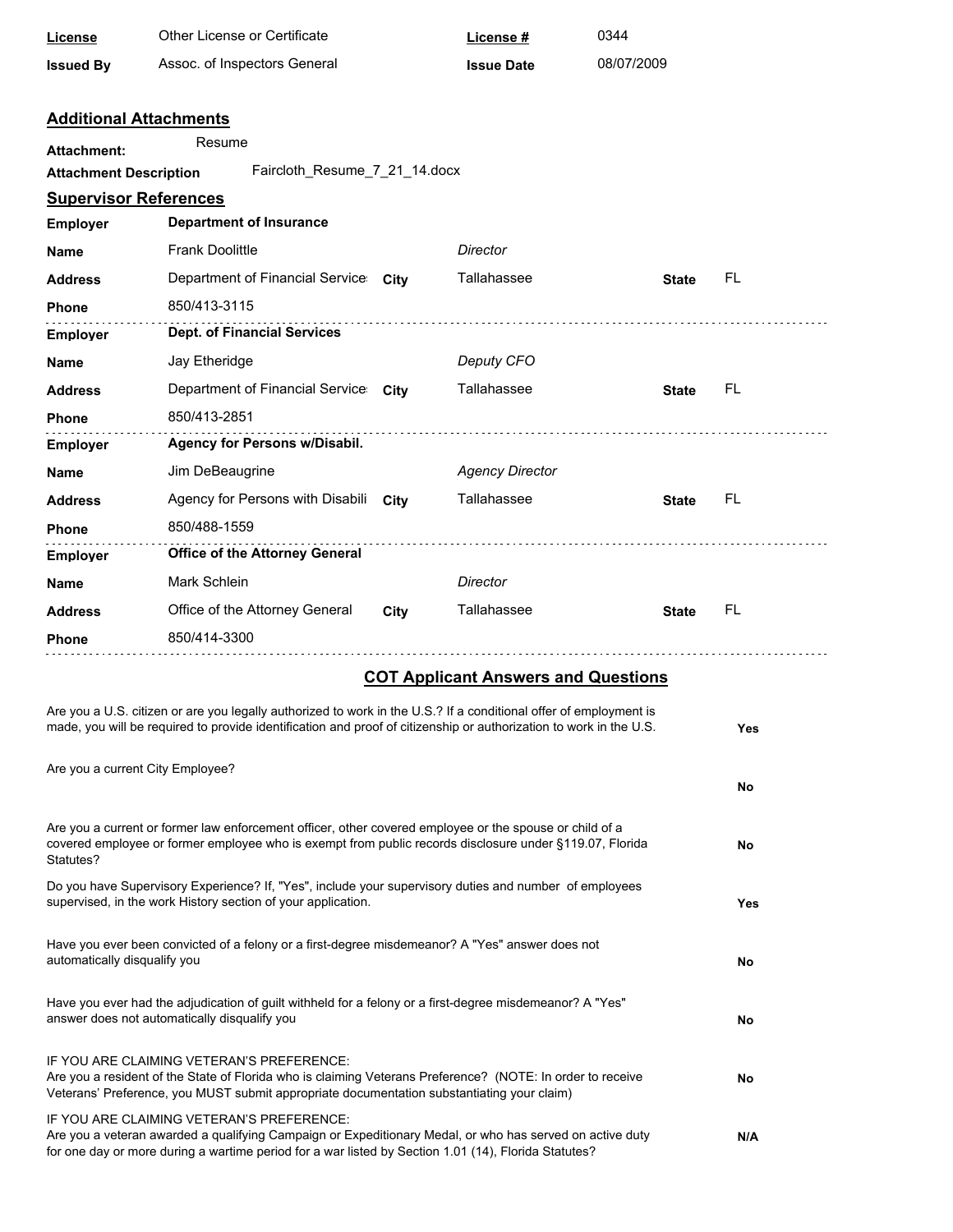| License | Other License or Certificate | License # | 0344 |
|---|---|---|---|
| Issued By | Assoc. of Inspectors General | Issue Date | 08/07/2009 |

## Additional Attachments

**Attachment:** Resume

**Attachment Description** Faircloth_Resume_7_21_14.docx

## Supervisor References

| | | | | | |
|---|---|---|---|---|---|
| **Employer** | **Department of Insurance** | | | | |
| **Name** | Frank Doolittle | | *Director* | | |
| **Address** | Department of Financial Service | **City** | Tallahassee | **State** | FL |
| **Phone** | 850/413-3115 | | | | |
| **Employer** | **Dept. of Financial Services** | | | | |
| **Name** | Jay Etheridge | | *Deputy CFO* | | |
| **Address** | Department of Financial Service | **City** | Tallahassee | **State** | FL |
| **Phone** | 850/413-2851 | | | | |
| **Employer** | **Agency for Persons w/Disabil.** | | | | |
| **Name** | Jim DeBeaugrine | | *Agency Director* | | |
| **Address** | Agency for Persons with Disabili | **City** | Tallahassee | **State** | FL |
| **Phone** | 850/488-1559 | | | | |
| **Employer** | **Office of the Attorney General** | | | | |
| **Name** | Mark Schlein | | *Director* | | |
| **Address** | Office of the Attorney General | **City** | Tallahassee | **State** | FL |
| **Phone** | 850/414-3300 | | | | |

## COT Applicant Answers and Questions

| Question | Answer |
|---|---|
| Are you a U.S. citizen or are you legally authorized to work in the U.S.? If a conditional offer of employment is made, you will be required to provide identification and proof of citizenship or authorization to work in the U.S. | **Yes** |
| Are you a current City Employee? | **No** |
| Are you a current or former law enforcement officer, other covered employee or the spouse or child of a covered employee or former employee who is exempt from public records disclosure under §119.07, Florida Statutes? | **No** |
| Do you have Supervisory Experience? If, "Yes", include your supervisory duties and number of employees supervised, in the work History section of your application. | **Yes** |
| Have you ever been convicted of a felony or a first-degree misdemeanor? A "Yes" answer does not automatically disqualify you | **No** |
| Have you ever had the adjudication of guilt withheld for a felony or a first-degree misdemeanor? A "Yes" answer does not automatically disqualify you | **No** |
| IF YOU ARE CLAIMING VETERAN'S PREFERENCE: Are you a resident of the State of Florida who is claiming Veterans Preference? (NOTE: In order to receive Veterans' Preference, you MUST submit appropriate documentation substantiating your claim) | **No** |
| IF YOU ARE CLAIMING VETERAN'S PREFERENCE: Are you a veteran awarded a qualifying Campaign or Expeditionary Medal, or who has served on active duty for one day or more during a wartime period for a war listed by Section 1.01 (14), Florida Statutes? | **N/A** |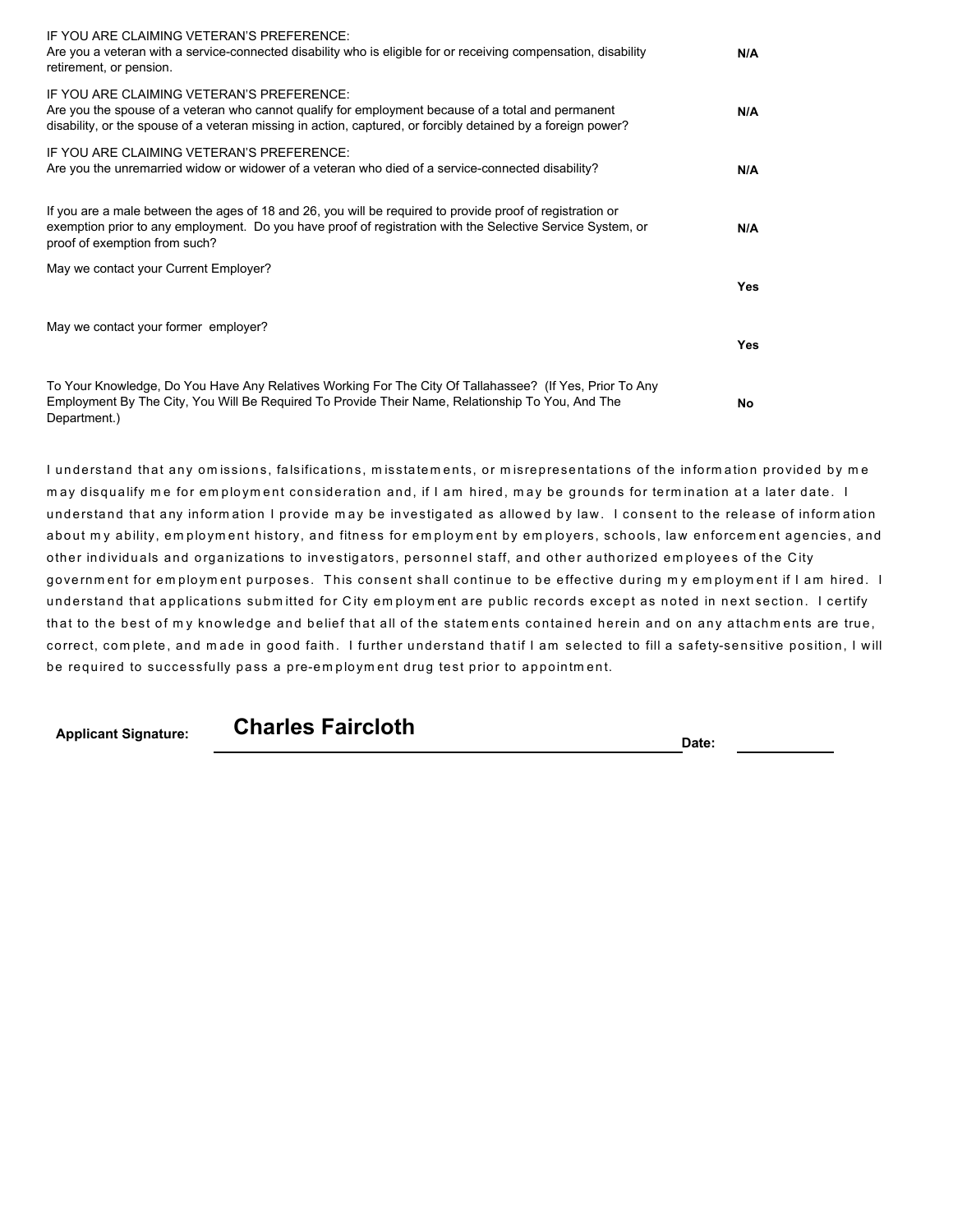| | |
|---|---|
| IF YOU ARE CLAIMING VETERAN'S PREFERENCE:<br>Are you a veteran with a service-connected disability who is eligible for or receiving compensation, disability retirement, or pension. | **N/A** |
| IF YOU ARE CLAIMING VETERAN'S PREFERENCE:<br>Are you the spouse of a veteran who cannot qualify for employment because of a total and permanent disability, or the spouse of a veteran missing in action, captured, or forcibly detained by a foreign power? | **N/A** |
| IF YOU ARE CLAIMING VETERAN'S PREFERENCE:<br>Are you the unremarried widow or widower of a veteran who died of a service-connected disability? | **N/A** |
| If you are a male between the ages of 18 and 26, you will be required to provide proof of registration or exemption prior to any employment. Do you have proof of registration with the Selective Service System, or proof of exemption from such? | **N/A** |
| May we contact your Current Employer? | **Yes** |
| May we contact your former employer? | **Yes** |
| To Your Knowledge, Do You Have Any Relatives Working For The City Of Tallahassee? (If Yes, Prior To Any Employment By The City, You Will Be Required To Provide Their Name, Relationship To You, And The Department.) | **No** |

I understand that any omissions, falsifications, misstatements, or misrepresentations of the information provided by me may disqualify me for employment consideration and, if I am hired, may be grounds for termination at a later date. I understand that any information I provide may be investigated as allowed by law. I consent to the release of information about my ability, employment history, and fitness for employment by employers, schools, law enforcement agencies, and other individuals and organizations to investigators, personnel staff, and other authorized employees of the City government for employment purposes. This consent shall continue to be effective during my employment if I am hired. I understand that applications submitted for City employment are public records except as noted in next section. I certify that to the best of my knowledge and belief that all of the statements contained herein and on any attachments are true, correct, complete, and made in good faith. I further understand thatif I am selected to fill a safety-sensitive position, I will be required to successfully pass a pre-employment drug test prior to appointment.

**Applicant Signature:** **Charles Faircloth** **Date:**